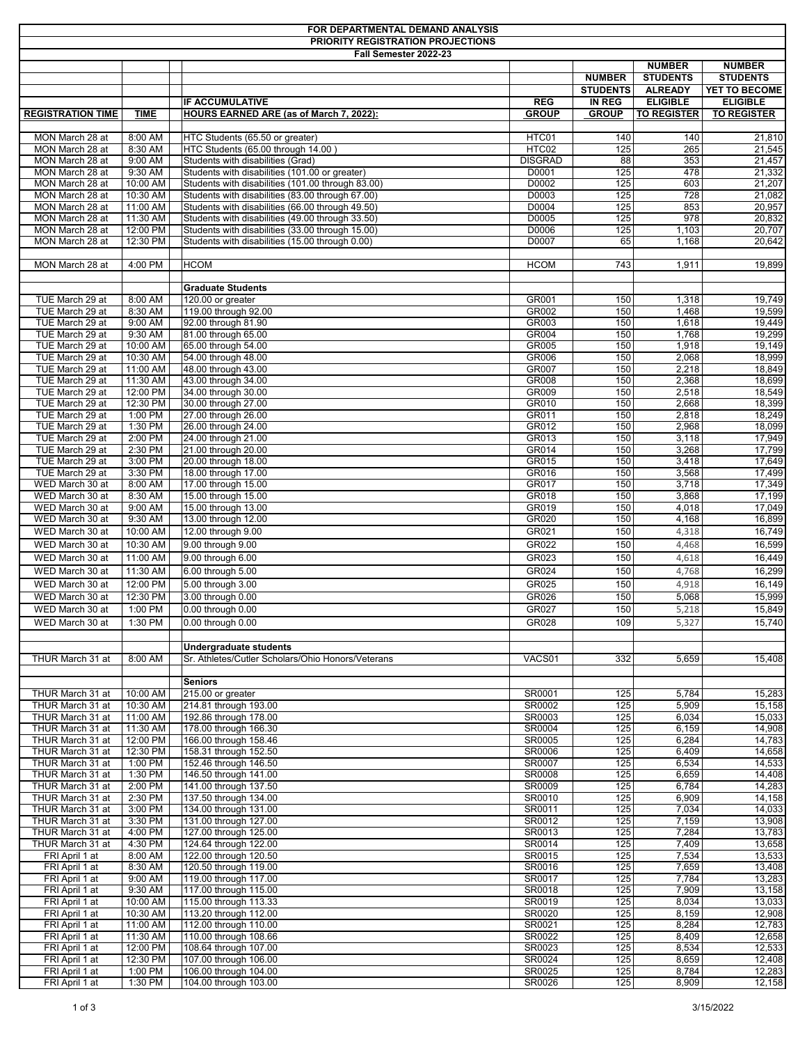# FOR DEPARTMENTAL DEMAND ANALYSIS

## PRIORITY REGISTRATION PROJECTIONS

### Fall Semester 2022-23

| REGISTRATION TIME | TIME | | IF ACCUMULATIVE HOURS EARNED ARE (as of March 7, 2022): | REG GROUP | NUMBER STUDENTS IN REG GROUP | NUMBER STUDENTS ALREADY ELIGIBLE TO REGISTER | NUMBER STUDENTS YET TO BECOME ELIGIBLE TO REGISTER |
|---|---|---|---|---|---|---|---|
| MON March 28 at | 8:00 AM | | HTC Students (65.50 or greater) | HTC01 | 140 | 140 | 21,810 |
| MON March 28 at | 8:30 AM | | HTC Students (65.00 through 14.00 ) | HTC02 | 125 | 265 | 21,545 |
| MON March 28 at | 9:00 AM | | Students with disabilities (Grad) | DISGRAD | 88 | 353 | 21,457 |
| MON March 28 at | 9:30 AM | | Students with disabilities (101.00 or greater) | D0001 | 125 | 478 | 21,332 |
| MON March 28 at | 10:00 AM | | Students with disabilities (101.00 through 83.00) | D0002 | 125 | 603 | 21,207 |
| MON March 28 at | 10:30 AM | | Students with disabilities (83.00 through 67.00) | D0003 | 125 | 728 | 21,082 |
| MON March 28 at | 11:00 AM | | Students with disabilities (66.00 through 49.50) | D0004 | 125 | 853 | 20,957 |
| MON March 28 at | 11:30 AM | | Students with disabilities (49.00 through 33.50) | D0005 | 125 | 978 | 20,832 |
| MON March 28 at | 12:00 PM | | Students with disabilities (33.00 through 15.00) | D0006 | 125 | 1,103 | 20,707 |
| MON March 28 at | 12:30 PM | | Students with disabilities (15.00 through 0.00) | D0007 | 65 | 1,168 | 20,642 |
| | | | | | | | |
| MON March 28 at | 4:00 PM | | HCOM | HCOM | 743 | 1,911 | 19,899 |
| | | | | | | | |
| | | | **Graduate Students** | | | | |
| TUE March 29 at | 8:00 AM | | 120.00 or greater | GR001 | 150 | 1,318 | 19,749 |
| TUE March 29 at | 8:30 AM | | 119.00 through 92.00 | GR002 | 150 | 1,468 | 19,599 |
| TUE March 29 at | 9:00 AM | | 92.00 through 81.90 | GR003 | 150 | 1,618 | 19,449 |
| TUE March 29 at | 9:30 AM | | 81.00 through 65.00 | GR004 | 150 | 1,768 | 19,299 |
| TUE March 29 at | 10:00 AM | | 65.00 through 54.00 | GR005 | 150 | 1,918 | 19,149 |
| TUE March 29 at | 10:30 AM | | 54.00 through 48.00 | GR006 | 150 | 2,068 | 18,999 |
| TUE March 29 at | 11:00 AM | | 48.00 through 43.00 | GR007 | 150 | 2,218 | 18,849 |
| TUE March 29 at | 11:30 AM | | 43.00 through 34.00 | GR008 | 150 | 2,368 | 18,699 |
| TUE March 29 at | 12:00 PM | | 34.00 through 30.00 | GR009 | 150 | 2,518 | 18,549 |
| TUE March 29 at | 12:30 PM | | 30.00 through 27.00 | GR010 | 150 | 2,668 | 18,399 |
| TUE March 29 at | 1:00 PM | | 27.00 through 26.00 | GR011 | 150 | 2,818 | 18,249 |
| TUE March 29 at | 1:30 PM | | 26.00 through 24.00 | GR012 | 150 | 2,968 | 18,099 |
| TUE March 29 at | 2:00 PM | | 24.00 through 21.00 | GR013 | 150 | 3,118 | 17,949 |
| TUE March 29 at | 2:30 PM | | 21.00 through 20.00 | GR014 | 150 | 3,268 | 17,799 |
| TUE March 29 at | 3:00 PM | | 20.00 through 18.00 | GR015 | 150 | 3,418 | 17,649 |
| TUE March 29 at | 3:30 PM | | 18.00 through 17.00 | GR016 | 150 | 3,568 | 17,499 |
| WED March 30 at | 8:00 AM | | 17.00 through 15.00 | GR017 | 150 | 3,718 | 17,349 |
| WED March 30 at | 8:30 AM | | 15.00 through 15.00 | GR018 | 150 | 3,868 | 17,199 |
| WED March 30 at | 9:00 AM | | 15.00 through 13.00 | GR019 | 150 | 4,018 | 17,049 |
| WED March 30 at | 9:30 AM | | 13.00 through 12.00 | GR020 | 150 | 4,168 | 16,899 |
| WED March 30 at | 10:00 AM | | 12.00 through 9.00 | GR021 | 150 | 4,318 | 16,749 |
| WED March 30 at | 10:30 AM | | 9.00 through 9.00 | GR022 | 150 | 4,468 | 16,599 |
| WED March 30 at | 11:00 AM | | 9.00 through 6.00 | GR023 | 150 | 4,618 | 16,449 |
| WED March 30 at | 11:30 AM | | 6.00 through 5.00 | GR024 | 150 | 4,768 | 16,299 |
| WED March 30 at | 12:00 PM | | 5.00 through 3.00 | GR025 | 150 | 4,918 | 16,149 |
| WED March 30 at | 12:30 PM | | 3.00 through 0.00 | GR026 | 150 | 5,068 | 15,999 |
| WED March 30 at | 1:00 PM | | 0.00 through 0.00 | GR027 | 150 | 5,218 | 15,849 |
| WED March 30 at | 1:30 PM | | 0.00 through 0.00 | GR028 | 109 | 5,327 | 15,740 |
| | | | | | | | |
| | | | **Undergraduate students** | | | | |
| THUR March 31 at | 8:00 AM | | Sr. Athletes/Cutler Scholars/Ohio Honors/Veterans | VACS01 | 332 | 5,659 | 15,408 |
| | | | | | | | |
| | | | **Seniors** | | | | |
| THUR March 31 at | 10:00 AM | | 215.00 or greater | SR0001 | 125 | 5,784 | 15,283 |
| THUR March 31 at | 10:30 AM | | 214.81 through 193.00 | SR0002 | 125 | 5,909 | 15,158 |
| THUR March 31 at | 11:00 AM | | 192.86 through 178.00 | SR0003 | 125 | 6,034 | 15,033 |
| THUR March 31 at | 11:30 AM | | 178.00 through 166.30 | SR0004 | 125 | 6,159 | 14,908 |
| THUR March 31 at | 12:00 PM | | 166.00 through 158.46 | SR0005 | 125 | 6,284 | 14,783 |
| THUR March 31 at | 12:30 PM | | 158.31 through 152.50 | SR0006 | 125 | 6,409 | 14,658 |
| THUR March 31 at | 1:00 PM | | 152.46 through 146.50 | SR0007 | 125 | 6,534 | 14,533 |
| THUR March 31 at | 1:30 PM | | 146.50 through 141.00 | SR0008 | 125 | 6,659 | 14,408 |
| THUR March 31 at | 2:00 PM | | 141.00 through 137.50 | SR0009 | 125 | 6,784 | 14,283 |
| THUR March 31 at | 2:30 PM | | 137.50 through 134.00 | SR0010 | 125 | 6,909 | 14,158 |
| THUR March 31 at | 3:00 PM | | 134.00 through 131.00 | SR0011 | 125 | 7,034 | 14,033 |
| THUR March 31 at | 3:30 PM | | 131.00 through 127.00 | SR0012 | 125 | 7,159 | 13,908 |
| THUR March 31 at | 4:00 PM | | 127.00 through 125.00 | SR0013 | 125 | 7,284 | 13,783 |
| THUR March 31 at | 4:30 PM | | 124.64 through 122.00 | SR0014 | 125 | 7,409 | 13,658 |
| FRI April 1 at | 8:00 AM | | 122.00 through 120.50 | SR0015 | 125 | 7,534 | 13,533 |
| FRI April 1 at | 8:30 AM | | 120.50 through 119.00 | SR0016 | 125 | 7,659 | 13,408 |
| FRI April 1 at | 9:00 AM | | 119.00 through 117.00 | SR0017 | 125 | 7,784 | 13,283 |
| FRI April 1 at | 9:30 AM | | 117.00 through 115.00 | SR0018 | 125 | 7,909 | 13,158 |
| FRI April 1 at | 10:00 AM | | 115.00 through 113.33 | SR0019 | 125 | 8,034 | 13,033 |
| FRI April 1 at | 10:30 AM | | 113.20 through 112.00 | SR0020 | 125 | 8,159 | 12,908 |
| FRI April 1 at | 11:00 AM | | 112.00 through 110.00 | SR0021 | 125 | 8,284 | 12,783 |
| FRI April 1 at | 11:30 AM | | 110.00 through 108.66 | SR0022 | 125 | 8,409 | 12,658 |
| FRI April 1 at | 12:00 PM | | 108.64 through 107.00 | SR0023 | 125 | 8,534 | 12,533 |
| FRI April 1 at | 12:30 PM | | 107.00 through 106.00 | SR0024 | 125 | 8,659 | 12,408 |
| FRI April 1 at | 1:00 PM | | 106.00 through 104.00 | SR0025 | 125 | 8,784 | 12,283 |
| FRI April 1 at | 1:30 PM | | 104.00 through 103.00 | SR0026 | 125 | 8,909 | 12,158 |

3/15/2022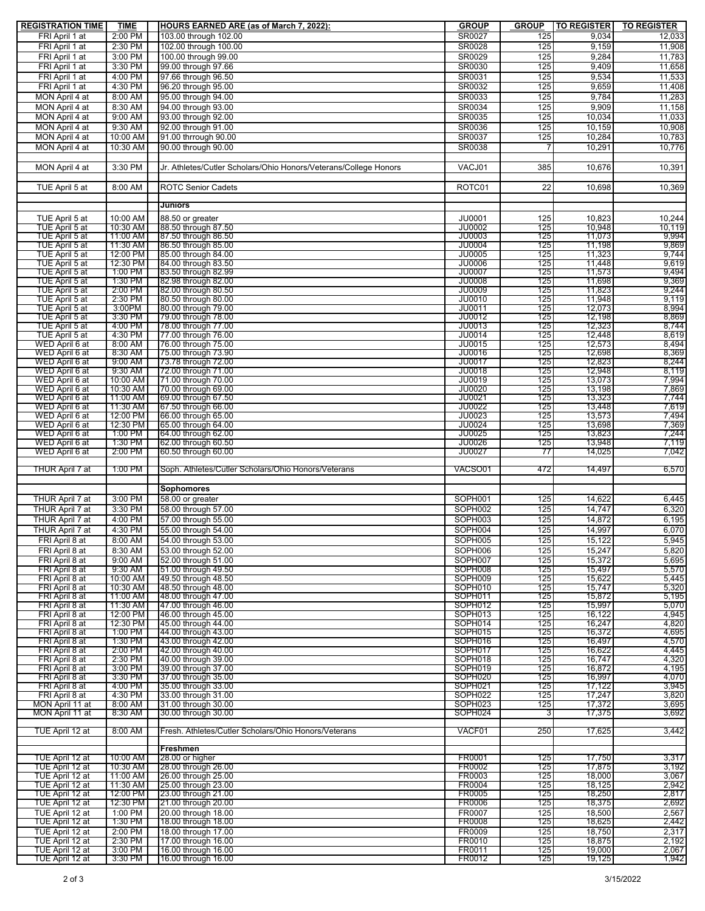| REGISTRATION TIME | TIME | HOURS EARNED ARE (as of March 7, 2022): | GROUP | GROUP | TO REGISTER | TO REGISTER |
|---|---|---|---|---|---|---|
| FRI April 1 at | 2:00 PM | 103.00 through 102.00 | SR0027 | 125 | 9,034 | 12,033 |
| FRI April 1 at | 2:30 PM | 102.00 through 100.00 | SR0028 | 125 | 9,159 | 11,908 |
| FRI April 1 at | 3:00 PM | 100.00 through 99.00 | SR0029 | 125 | 9,284 | 11,783 |
| FRI April 1 at | 3:30 PM | 99.00 through 97.66 | SR0030 | 125 | 9,409 | 11,658 |
| FRI April 1 at | 4:00 PM | 97.66 through 96.50 | SR0031 | 125 | 9,534 | 11,533 |
| FRI April 1 at | 4:30 PM | 96.20 through 95.00 | SR0032 | 125 | 9,659 | 11,408 |
| MON April 4 at | 8:00 AM | 95.00 through 94.00 | SR0033 | 125 | 9,784 | 11,283 |
| MON April 4 at | 8:30 AM | 94.00 through 93.00 | SR0034 | 125 | 9,909 | 11,158 |
| MON April 4 at | 9:00 AM | 93.00 through 92.00 | SR0035 | 125 | 10,034 | 11,033 |
| MON April 4 at | 9:30 AM | 92.00 through 91.00 | SR0036 | 125 | 10,159 | 10,908 |
| MON April 4 at | 10:00 AM | 91.00 thrrough 90.00 | SR0037 | 125 | 10,284 | 10,783 |
| MON April 4 at | 10:30 AM | 90.00 through 90.00 | SR0038 | 7 | 10,291 | 10,776 |
| | | | | | | |
| MON April 4 at | 3:30 PM | Jr. Athletes/Cutler Scholars/Ohio Honors/Veterans/College Honors | VACJ01 | 385 | 10,676 | 10,391 |
| | | | | | | |
| TUE April 5 at | 8:00 AM | ROTC Senior Cadets | ROTC01 | 22 | 10,698 | 10,369 |
| | | | | | | |
| | | **Juniors** | | | | |
| TUE April 5 at | 10:00 AM | 88.50 or greater | JU0001 | 125 | 10,823 | 10,244 |
| TUE April 5 at | 10:30 AM | 88.50 through 87.50 | JU0002 | 125 | 10,948 | 10,119 |
| TUE April 5 at | 11:00 AM | 87.50 through 86.50 | JU0003 | 125 | 11,073 | 9,994 |
| TUE April 5 at | 11:30 AM | 86.50 through 85.00 | JU0004 | 125 | 11,198 | 9,869 |
| TUE April 5 at | 12:00 PM | 85.00 through 84.00 | JU0005 | 125 | 11,323 | 9,744 |
| TUE April 5 at | 12:30 PM | 84.00 through 83.50 | JU0006 | 125 | 11,448 | 9,619 |
| TUE April 5 at | 1:00 PM | 83.50 through 82.99 | JU0007 | 125 | 11,573 | 9,494 |
| TUE April 5 at | 1:30 PM | 82.98 through 82.00 | JU0008 | 125 | 11,698 | 9,369 |
| TUE April 5 at | 2:00 PM | 82.00 through 80.50 | JU0009 | 125 | 11,823 | 9,244 |
| TUE April 5 at | 2:30 PM | 80.50 through 80.00 | JU0010 | 125 | 11,948 | 9,119 |
| TUE April 5 at | 3:00PM | 80.00 through 79.00 | JU0011 | 125 | 12,073 | 8,994 |
| TUE April 5 at | 3:30 PM | 79.00 through 78.00 | JU0012 | 125 | 12,198 | 8,869 |
| TUE April 5 at | 4:00 PM | 78.00 through 77.00 | JU0013 | 125 | 12,323 | 8,744 |
| TUE April 5 at | 4:30 PM | 77.00 through 76.00 | JU0014 | 125 | 12,448 | 8,619 |
| WED April 6 at | 8:00 AM | 76.00 through 75.00 | JU0015 | 125 | 12,573 | 8,494 |
| WED April 6 at | 8:30 AM | 75.00 through 73.90 | JU0016 | 125 | 12,698 | 8,369 |
| WED April 6 at | 9:00 AM | 73.78 through 72.00 | JU0017 | 125 | 12,823 | 8,244 |
| WED April 6 at | 9:30 AM | 72.00 through 71.00 | JU0018 | 125 | 12,948 | 8,119 |
| WED April 6 at | 10:00 AM | 71.00 through 70.00 | JU0019 | 125 | 13,073 | 7,994 |
| WED April 6 at | 10:30 AM | 70.00 through 69.00 | JU0020 | 125 | 13,198 | 7,869 |
| WED April 6 at | 11:00 AM | 69.00 through 67.50 | JU0021 | 125 | 13,323 | 7,744 |
| WED April 6 at | 11:30 AM | 67.50 through 66.00 | JU0022 | 125 | 13,448 | 7,619 |
| WED April 6 at | 12:00 PM | 66.00 through 65.00 | JU0023 | 125 | 13,573 | 7,494 |
| WED April 6 at | 12:30 PM | 65.00 through 64.00 | JU0024 | 125 | 13,698 | 7,369 |
| WED April 6 at | 1:00 PM | 64.00 through 62.00 | JU0025 | 125 | 13,823 | 7,244 |
| WED April 6 at | 1:30 PM | 62.00 through 60.50 | JU0026 | 125 | 13,948 | 7,119 |
| WED April 6 at | 2:00 PM | 60.50 through 60.00 | JU0027 | 77 | 14,025 | 7,042 |
| | | | | | | |
| THUR April 7 at | 1:00 PM | Soph. Athletes/Cutler Scholars/Ohio Honors/Veterans | VACSO01 | 472 | 14,497 | 6,570 |
| | | | | | | |
| | | **Sophomores** | | | | |
| THUR April 7 at | 3:00 PM | 58.00 or greater | SOPH001 | 125 | 14,622 | 6,445 |
| THUR April 7 at | 3:30 PM | 58.00 through 57.00 | SOPH002 | 125 | 14,747 | 6,320 |
| THUR April 7 at | 4:00 PM | 57.00 through 55.00 | SOPH003 | 125 | 14,872 | 6,195 |
| THUR April 7 at | 4:30 PM | 55.00 through 54.00 | SOPH004 | 125 | 14,997 | 6,070 |
| FRI April 8 at | 8:00 AM | 54.00 through 53.00 | SOPH005 | 125 | 15,122 | 5,945 |
| FRI April 8 at | 8:30 AM | 53.00 through 52.00 | SOPH006 | 125 | 15,247 | 5,820 |
| FRI April 8 at | 9:00 AM | 52.00 through 51.00 | SOPH007 | 125 | 15,372 | 5,695 |
| FRI April 8 at | 9:30 AM | 51.00 through 49.50 | SOPH008 | 125 | 15,497 | 5,570 |
| FRI April 8 at | 10:00 AM | 49.50 through 48.50 | SOPH009 | 125 | 15,622 | 5,445 |
| FRI April 8 at | 10:30 AM | 48.50 through 48.00 | SOPH010 | 125 | 15,747 | 5,320 |
| FRI April 8 at | 11:00 AM | 48.00 through 47.00 | SOPH011 | 125 | 15,872 | 5,195 |
| FRI April 8 at | 11:30 AM | 47.00 through 46.00 | SOPH012 | 125 | 15,997 | 5,070 |
| FRI April 8 at | 12:00 PM | 46.00 through 45.00 | SOPH013 | 125 | 16,122 | 4,945 |
| FRI April 8 at | 12:30 PM | 45.00 through 44.00 | SOPH014 | 125 | 16,247 | 4,820 |
| FRI April 8 at | 1:00 PM | 44.00 through 43.00 | SOPH015 | 125 | 16,372 | 4,695 |
| FRI April 8 at | 1:30 PM | 43.00 through 42.00 | SOPH016 | 125 | 16,497 | 4,570 |
| FRI April 8 at | 2:00 PM | 42.00 through 40.00 | SOPH017 | 125 | 16,622 | 4,445 |
| FRI April 8 at | 2:30 PM | 40.00 through 39.00 | SOPH018 | 125 | 16,747 | 4,320 |
| FRI April 8 at | 3:00 PM | 39.00 through 37.00 | SOPH019 | 125 | 16,872 | 4,195 |
| FRI April 8 at | 3:30 PM | 37.00 through 35.00 | SOPH020 | 125 | 16,997 | 4,070 |
| FRI April 8 at | 4:00 PM | 35.00 through 33.00 | SOPH021 | 125 | 17,122 | 3,945 |
| FRI April 8 at | 4:30 PM | 33.00 through 31.00 | SOPH022 | 125 | 17,247 | 3,820 |
| MON April 11 at | 8:00 AM | 31.00 through 30.00 | SOPH023 | 125 | 17,372 | 3,695 |
| MON April 11 at | 8:30 AM | 30.00 through 30.00 | SOPH024 | 3 | 17,375 | 3,692 |
| | | | | | | |
| TUE April 12 at | 8:00 AM | Fresh. Athletes/Cutler Scholars/Ohio Honors/Veterans | VACF01 | 250 | 17,625 | 3,442 |
| | | | | | | |
| | | **Freshmen** | | | | |
| TUE April 12 at | 10:00 AM | 28.00 or higher | FR0001 | 125 | 17,750 | 3,317 |
| TUE April 12 at | 10:30 AM | 28.00 through 26.00 | FR0002 | 125 | 17,875 | 3,192 |
| TUE April 12 at | 11:00 AM | 26.00 through 25.00 | FR0003 | 125 | 18,000 | 3,067 |
| TUE April 12 at | 11:30 AM | 25.00 through 23.00 | FR0004 | 125 | 18,125 | 2,942 |
| TUE April 12 at | 12:00 PM | 23.00 through 21.00 | FR0005 | 125 | 18,250 | 2,817 |
| TUE April 12 at | 12:30 PM | 21.00 through 20.00 | FR0006 | 125 | 18,375 | 2,692 |
| TUE April 12 at | 1:00 PM | 20.00 through 18.00 | FR0007 | 125 | 18,500 | 2,567 |
| TUE April 12 at | 1:30 PM | 18.00 through 18.00 | FR0008 | 125 | 18,625 | 2,442 |
| TUE April 12 at | 2:00 PM | 18.00 through 17.00 | FR0009 | 125 | 18,750 | 2,317 |
| TUE April 12 at | 2:30 PM | 17.00 through 16.00 | FR0010 | 125 | 18,875 | 2,192 |
| TUE April 12 at | 3:00 PM | 16.00 through 16.00 | FR0011 | 125 | 19,000 | 2,067 |
| TUE April 12 at | 3:30 PM | 16.00 through 16.00 | FR0012 | 125 | 19,125 | 1,942 |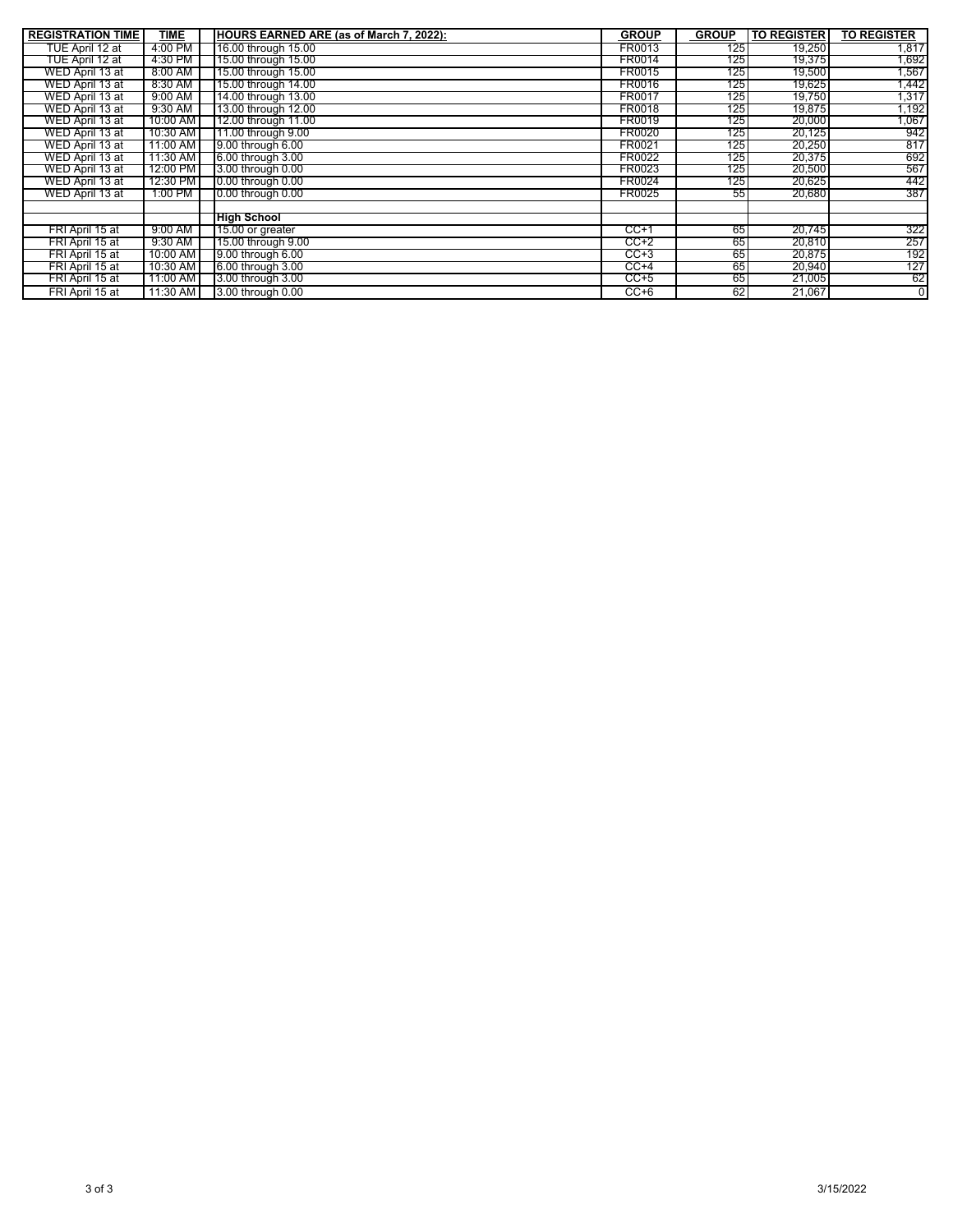| REGISTRATION TIME | TIME | HOURS EARNED ARE (as of March 7, 2022): | GROUP | GROUP | TO REGISTER | TO REGISTER |
|---|---|---|---|---|---|---|
| TUE April 12 at | 4:00 PM | 16.00 through 15.00 | FR0013 | 125 | 19,250 | 1,817 |
| TUE April 12 at | 4:30 PM | 15.00 through 15.00 | FR0014 | 125 | 19,375 | 1,692 |
| WED April 13 at | 8:00 AM | 15.00 through 15.00 | FR0015 | 125 | 19,500 | 1,567 |
| WED April 13 at | 8:30 AM | 15.00 through 14.00 | FR0016 | 125 | 19,625 | 1,442 |
| WED April 13 at | 9:00 AM | 14.00 through 13.00 | FR0017 | 125 | 19,750 | 1,317 |
| WED April 13 at | 9:30 AM | 13.00 through 12.00 | FR0018 | 125 | 19,875 | 1,192 |
| WED April 13 at | 10:00 AM | 12.00 through 11.00 | FR0019 | 125 | 20,000 | 1,067 |
| WED April 13 at | 10:30 AM | 11.00 through 9.00 | FR0020 | 125 | 20,125 | 942 |
| WED April 13 at | 11:00 AM | 9.00 through 6.00 | FR0021 | 125 | 20,250 | 817 |
| WED April 13 at | 11:30 AM | 6.00 through 3.00 | FR0022 | 125 | 20,375 | 692 |
| WED April 13 at | 12:00 PM | 3.00 through 0.00 | FR0023 | 125 | 20,500 | 567 |
| WED April 13 at | 12:30 PM | 0.00 through 0.00 | FR0024 | 125 | 20,625 | 442 |
| WED April 13 at | 1:00 PM | 0.00 through 0.00 | FR0025 | 55 | 20,680 | 387 |
| | | | | | | |
| | | **High School** | | | | |
| FRI April 15 at | 9:00 AM | 15.00 or greater | CC+1 | 65 | 20,745 | 322 |
| FRI April 15 at | 9:30 AM | 15.00 through 9.00 | CC+2 | 65 | 20,810 | 257 |
| FRI April 15 at | 10:00 AM | 9.00 through 6.00 | CC+3 | 65 | 20,875 | 192 |
| FRI April 15 at | 10:30 AM | 6.00 through 3.00 | CC+4 | 65 | 20,940 | 127 |
| FRI April 15 at | 11:00 AM | 3.00 through 3.00 | CC+5 | 65 | 21,005 | 62 |
| FRI April 15 at | 11:30 AM | 3.00 through 0.00 | CC+6 | 62 | 21,067 | 0 |

3/15/2022